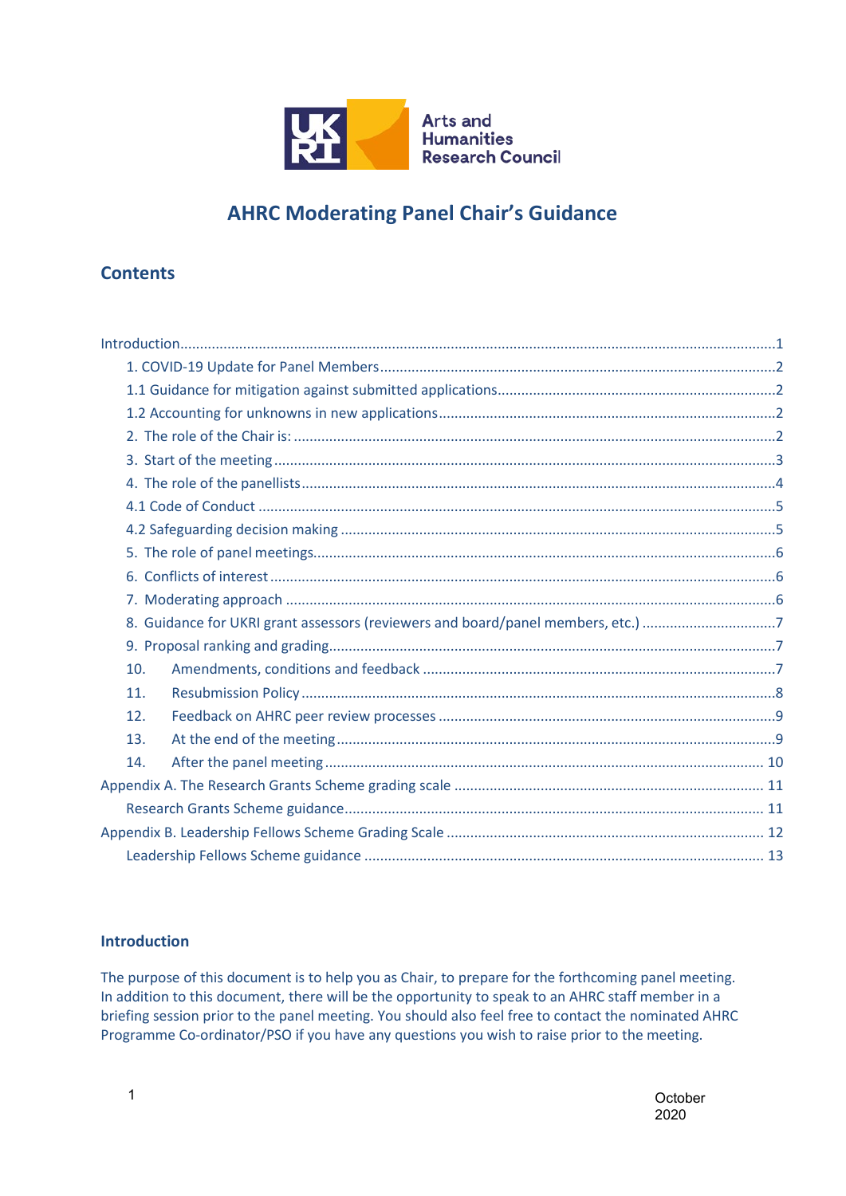Arts and Humanities Research Council

# AHRC Moderating Panel Chair's Guidance

## Contents

- Introduction....1
  - 1. COVID-19 Update for Panel Members....2
  - 1.1 Guidance for mitigation against submitted applications....2
  - 1.2 Accounting for unknowns in new applications....2
  - 2. The role of the Chair is: ....2
  - 3. Start of the meeting....3
  - 4. The role of the panellists....4
  - 4.1 Code of Conduct....5
  - 4.2 Safeguarding decision making....5
  - 5. The role of panel meetings....6
  - 6. Conflicts of interest....6
  - 7. Moderating approach....6
  - 8. Guidance for UKRI grant assessors (reviewers and board/panel members, etc.)....7
  - 9. Proposal ranking and grading....7
  - 10. Amendments, conditions and feedback....7
  - 11. Resubmission Policy....8
  - 12. Feedback on AHRC peer review processes....9
  - 13. At the end of the meeting....9
  - 14. After the panel meeting....10
- Appendix A. The Research Grants Scheme grading scale....11
  - Research Grants Scheme guidance....11
- Appendix B. Leadership Fellows Scheme Grading Scale....12
  - Leadership Fellows Scheme guidance....13

### Introduction

The purpose of this document is to help you as Chair, to prepare for the forthcoming panel meeting. In addition to this document, there will be the opportunity to speak to an AHRC staff member in a briefing session prior to the panel meeting. You should also feel free to contact the nominated AHRC Programme Co-ordinator/PSO if you have any questions you wish to raise prior to the meeting.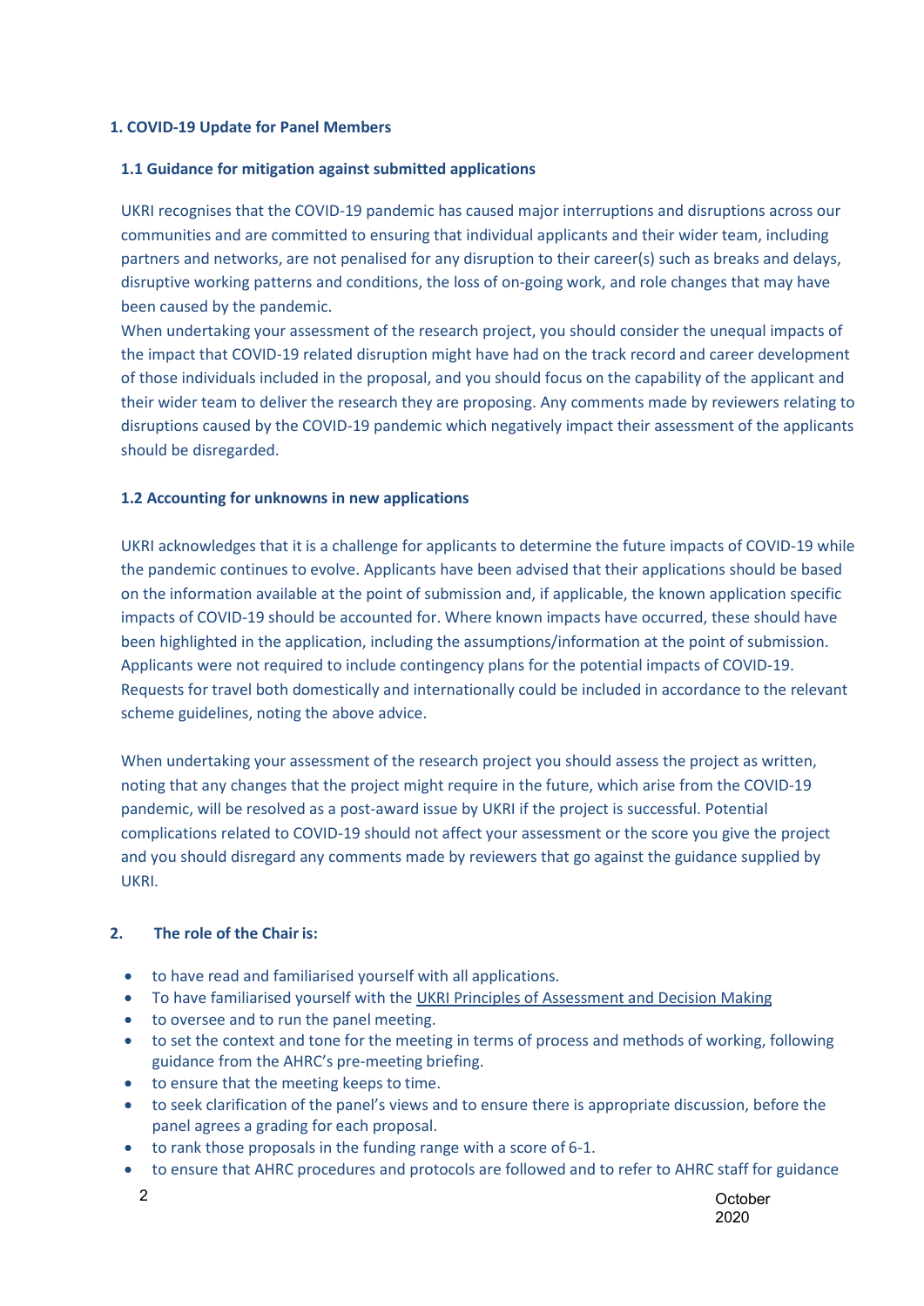## 1. COVID-19 Update for Panel Members

### 1.1 Guidance for mitigation against submitted applications

UKRI recognises that the COVID-19 pandemic has caused major interruptions and disruptions across our communities and are committed to ensuring that individual applicants and their wider team, including partners and networks, are not penalised for any disruption to their career(s) such as breaks and delays, disruptive working patterns and conditions, the loss of on-going work, and role changes that may have been caused by the pandemic.

When undertaking your assessment of the research project, you should consider the unequal impacts of the impact that COVID-19 related disruption might have had on the track record and career development of those individuals included in the proposal, and you should focus on the capability of the applicant and their wider team to deliver the research they are proposing. Any comments made by reviewers relating to disruptions caused by the COVID-19 pandemic which negatively impact their assessment of the applicants should be disregarded.

### 1.2 Accounting for unknowns in new applications

UKRI acknowledges that it is a challenge for applicants to determine the future impacts of COVID-19 while the pandemic continues to evolve. Applicants have been advised that their applications should be based on the information available at the point of submission and, if applicable, the known application specific impacts of COVID-19 should be accounted for. Where known impacts have occurred, these should have been highlighted in the application, including the assumptions/information at the point of submission. Applicants were not required to include contingency plans for the potential impacts of COVID-19. Requests for travel both domestically and internationally could be included in accordance to the relevant scheme guidelines, noting the above advice.

When undertaking your assessment of the research project you should assess the project as written, noting that any changes that the project might require in the future, which arise from the COVID-19 pandemic, will be resolved as a post-award issue by UKRI if the project is successful. Potential complications related to COVID-19 should not affect your assessment or the score you give the project and you should disregard any comments made by reviewers that go against the guidance supplied by UKRI.

## 2. The role of the Chair is:

- to have read and familiarised yourself with all applications.
- To have familiarised yourself with the UKRI Principles of Assessment and Decision Making
- to oversee and to run the panel meeting.
- to set the context and tone for the meeting in terms of process and methods of working, following guidance from the AHRC's pre-meeting briefing.
- to ensure that the meeting keeps to time.
- to seek clarification of the panel's views and to ensure there is appropriate discussion, before the panel agrees a grading for each proposal.
- to rank those proposals in the funding range with a score of 6-1.
- to ensure that AHRC procedures and protocols are followed and to refer to AHRC staff for guidance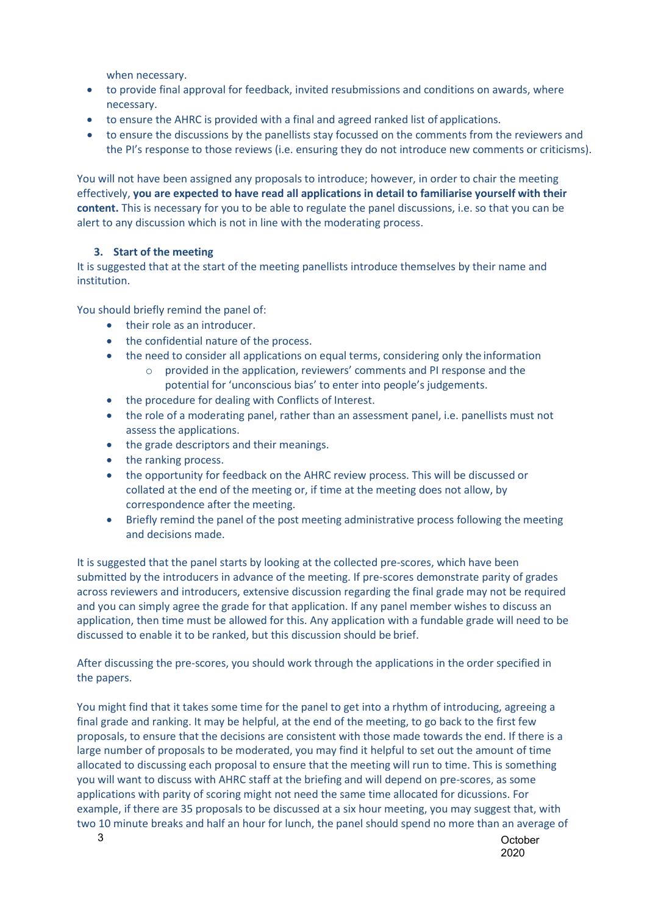when necessary.

- to provide final approval for feedback, invited resubmissions and conditions on awards, where necessary.
- to ensure the AHRC is provided with a final and agreed ranked list of applications.
- to ensure the discussions by the panellists stay focussed on the comments from the reviewers and the PI's response to those reviews (i.e. ensuring they do not introduce new comments or criticisms).

You will not have been assigned any proposals to introduce; however, in order to chair the meeting effectively, **you are expected to have read all applications in detail to familiarise yourself with their content.** This is necessary for you to be able to regulate the panel discussions, i.e. so that you can be alert to any discussion which is not in line with the moderating process.

### 3. Start of the meeting

It is suggested that at the start of the meeting panellists introduce themselves by their name and institution.

You should briefly remind the panel of:

- their role as an introducer.
- the confidential nature of the process.
- the need to consider all applications on equal terms, considering only the information
    - provided in the application, reviewers' comments and PI response and the potential for 'unconscious bias' to enter into people's judgements.
- the procedure for dealing with Conflicts of Interest.
- the role of a moderating panel, rather than an assessment panel, i.e. panellists must not assess the applications.
- the grade descriptors and their meanings.
- the ranking process.
- the opportunity for feedback on the AHRC review process. This will be discussed or collated at the end of the meeting or, if time at the meeting does not allow, by correspondence after the meeting.
- Briefly remind the panel of the post meeting administrative process following the meeting and decisions made.

It is suggested that the panel starts by looking at the collected pre-scores, which have been submitted by the introducers in advance of the meeting. If pre-scores demonstrate parity of grades across reviewers and introducers, extensive discussion regarding the final grade may not be required and you can simply agree the grade for that application. If any panel member wishes to discuss an application, then time must be allowed for this. Any application with a fundable grade will need to be discussed to enable it to be ranked, but this discussion should be brief.

After discussing the pre-scores, you should work through the applications in the order specified in the papers.

You might find that it takes some time for the panel to get into a rhythm of introducing, agreeing a final grade and ranking. It may be helpful, at the end of the meeting, to go back to the first few proposals, to ensure that the decisions are consistent with those made towards the end. If there is a large number of proposals to be moderated, you may find it helpful to set out the amount of time allocated to discussing each proposal to ensure that the meeting will run to time. This is something you will want to discuss with AHRC staff at the briefing and will depend on pre-scores, as some applications with parity of scoring might not need the same time allocated for dicussions. For example, if there are 35 proposals to be discussed at a six hour meeting, you may suggest that, with two 10 minute breaks and half an hour for lunch, the panel should spend no more than an average of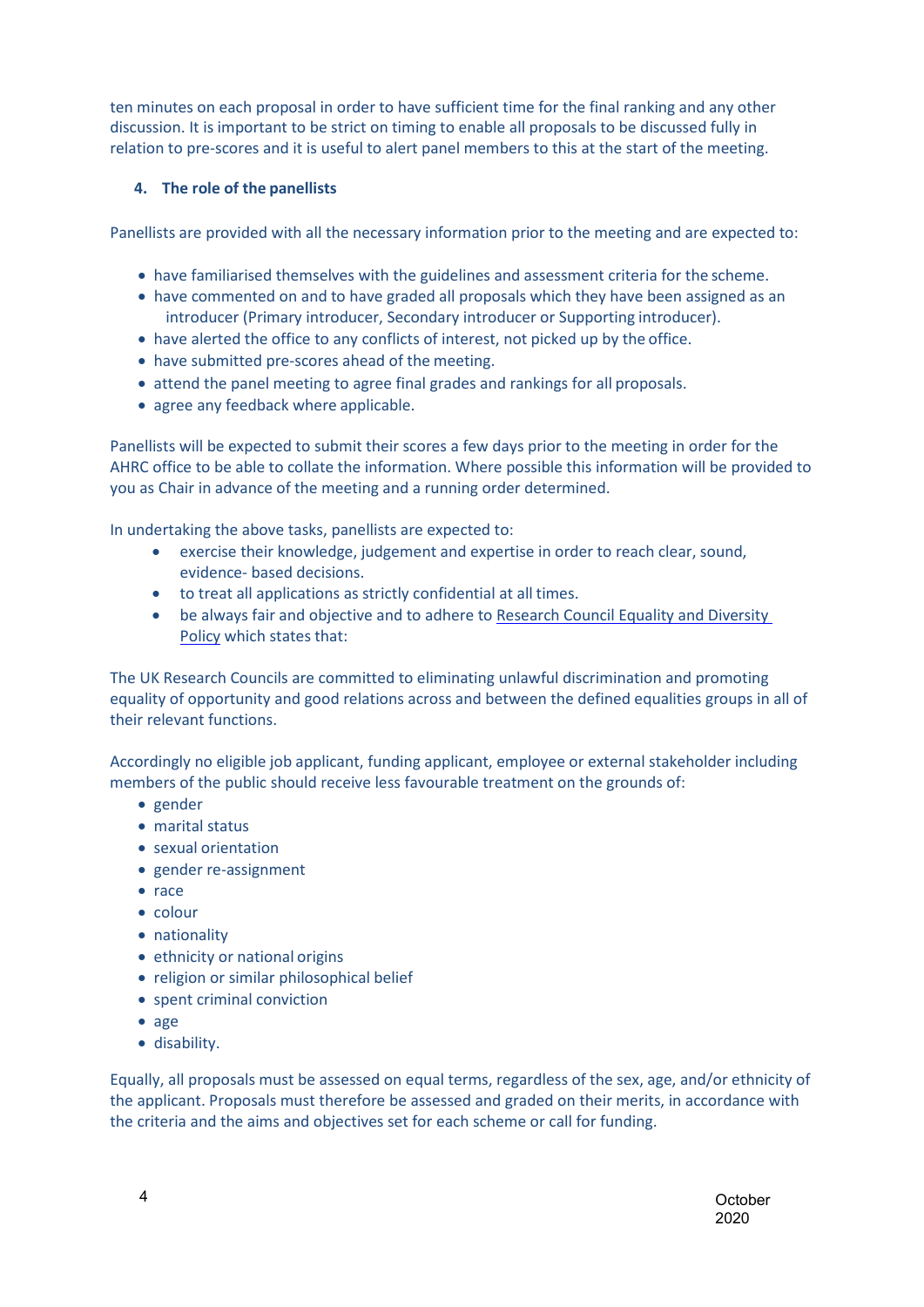ten minutes on each proposal in order to have sufficient time for the final ranking and any other discussion. It is important to be strict on timing to enable all proposals to be discussed fully in relation to pre-scores and it is useful to alert panel members to this at the start of the meeting.

## 4. The role of the panellists

Panellists are provided with all the necessary information prior to the meeting and are expected to:

- have familiarised themselves with the guidelines and assessment criteria for the scheme.
- have commented on and to have graded all proposals which they have been assigned as an introducer (Primary introducer, Secondary introducer or Supporting introducer).
- have alerted the office to any conflicts of interest, not picked up by the office.
- have submitted pre-scores ahead of the meeting.
- attend the panel meeting to agree final grades and rankings for all proposals.
- agree any feedback where applicable.

Panellists will be expected to submit their scores a few days prior to the meeting in order for the AHRC office to be able to collate the information. Where possible this information will be provided to you as Chair in advance of the meeting and a running order determined.

In undertaking the above tasks, panellists are expected to:

- exercise their knowledge, judgement and expertise in order to reach clear, sound, evidence- based decisions.
- to treat all applications as strictly confidential at all times.
- be always fair and objective and to adhere to Research Council Equality and Diversity Policy which states that:

The UK Research Councils are committed to eliminating unlawful discrimination and promoting equality of opportunity and good relations across and between the defined equalities groups in all of their relevant functions.

Accordingly no eligible job applicant, funding applicant, employee or external stakeholder including members of the public should receive less favourable treatment on the grounds of:

- gender
- marital status
- sexual orientation
- gender re-assignment
- race
- colour
- nationality
- ethnicity or national origins
- religion or similar philosophical belief
- spent criminal conviction
- age
- disability.

Equally, all proposals must be assessed on equal terms, regardless of the sex, age, and/or ethnicity of the applicant. Proposals must therefore be assessed and graded on their merits, in accordance with the criteria and the aims and objectives set for each scheme or call for funding.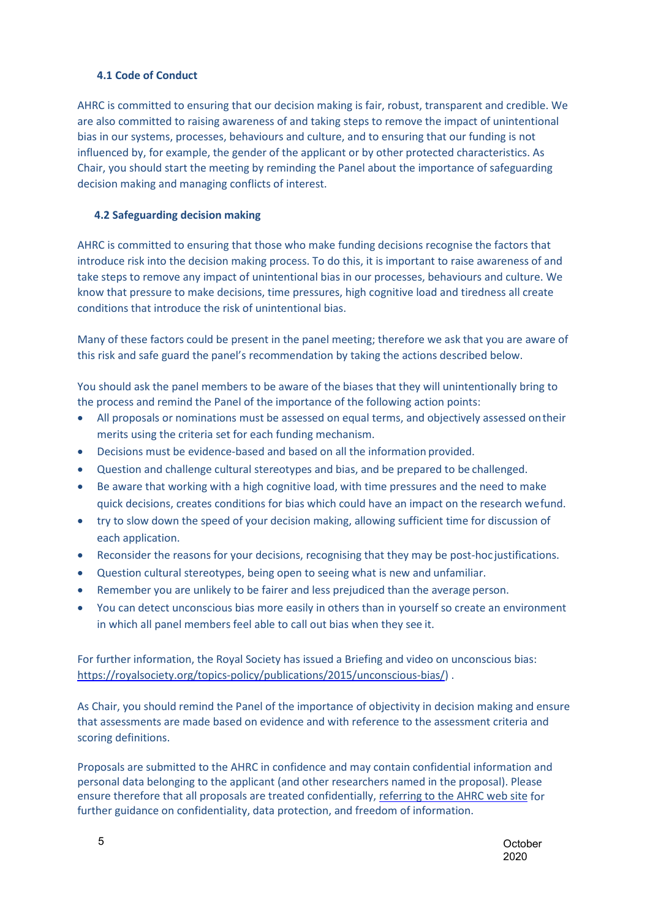### 4.1 Code of Conduct

AHRC is committed to ensuring that our decision making is fair, robust, transparent and credible. We are also committed to raising awareness of and taking steps to remove the impact of unintentional bias in our systems, processes, behaviours and culture, and to ensuring that our funding is not influenced by, for example, the gender of the applicant or by other protected characteristics. As Chair, you should start the meeting by reminding the Panel about the importance of safeguarding decision making and managing conflicts of interest.

### 4.2 Safeguarding decision making

AHRC is committed to ensuring that those who make funding decisions recognise the factors that introduce risk into the decision making process. To do this, it is important to raise awareness of and take steps to remove any impact of unintentional bias in our processes, behaviours and culture. We know that pressure to make decisions, time pressures, high cognitive load and tiredness all create conditions that introduce the risk of unintentional bias.

Many of these factors could be present in the panel meeting; therefore we ask that you are aware of this risk and safe guard the panel's recommendation by taking the actions described below.

You should ask the panel members to be aware of the biases that they will unintentionally bring to the process and remind the Panel of the importance of the following action points:

- All proposals or nominations must be assessed on equal terms, and objectively assessed on their merits using the criteria set for each funding mechanism.
- Decisions must be evidence-based and based on all the information provided.
- Question and challenge cultural stereotypes and bias, and be prepared to be challenged.
- Be aware that working with a high cognitive load, with time pressures and the need to make quick decisions, creates conditions for bias which could have an impact on the research we fund.
- try to slow down the speed of your decision making, allowing sufficient time for discussion of each application.
- Reconsider the reasons for your decisions, recognising that they may be post-hoc justifications.
- Question cultural stereotypes, being open to seeing what is new and unfamiliar.
- Remember you are unlikely to be fairer and less prejudiced than the average person.
- You can detect unconscious bias more easily in others than in yourself so create an environment in which all panel members feel able to call out bias when they see it.

For further information, the Royal Society has issued a Briefing and video on unconscious bias: https://royalsociety.org/topics-policy/publications/2015/unconscious-bias/) .

As Chair, you should remind the Panel of the importance of objectivity in decision making and ensure that assessments are made based on evidence and with reference to the assessment criteria and scoring definitions.

Proposals are submitted to the AHRC in confidence and may contain confidential information and personal data belonging to the applicant (and other researchers named in the proposal). Please ensure therefore that all proposals are treated confidentially, referring to the AHRC web site for further guidance on confidentiality, data protection, and freedom of information.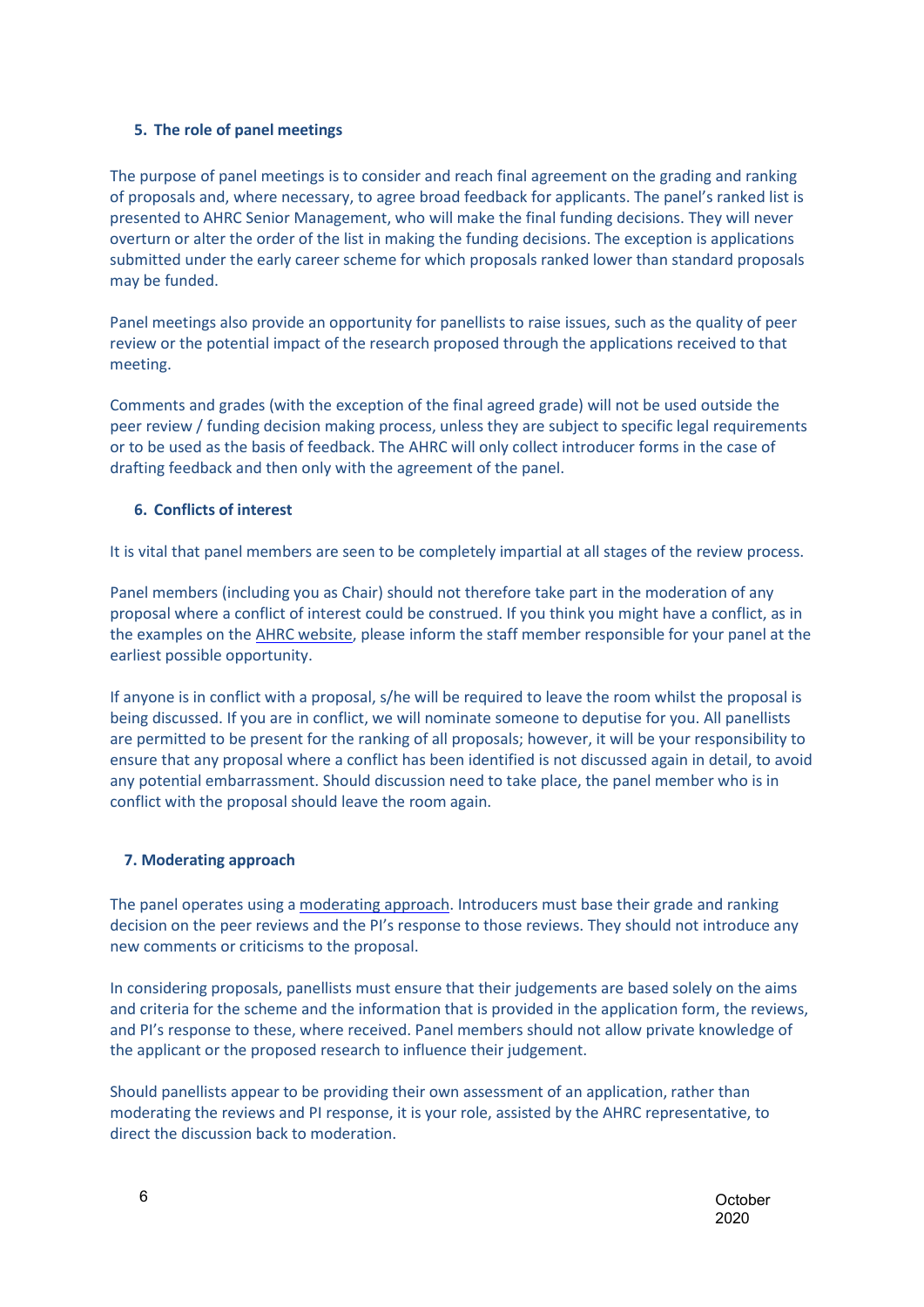## 5. The role of panel meetings

The purpose of panel meetings is to consider and reach final agreement on the grading and ranking of proposals and, where necessary, to agree broad feedback for applicants. The panel's ranked list is presented to AHRC Senior Management, who will make the final funding decisions. They will never overturn or alter the order of the list in making the funding decisions. The exception is applications submitted under the early career scheme for which proposals ranked lower than standard proposals may be funded.

Panel meetings also provide an opportunity for panellists to raise issues, such as the quality of peer review or the potential impact of the research proposed through the applications received to that meeting.

Comments and grades (with the exception of the final agreed grade) will not be used outside the peer review / funding decision making process, unless they are subject to specific legal requirements or to be used as the basis of feedback. The AHRC will only collect introducer forms in the case of drafting feedback and then only with the agreement of the panel.

## 6. Conflicts of interest

It is vital that panel members are seen to be completely impartial at all stages of the review process.

Panel members (including you as Chair) should not therefore take part in the moderation of any proposal where a conflict of interest could be construed. If you think you might have a conflict, as in the examples on the AHRC website, please inform the staff member responsible for your panel at the earliest possible opportunity.

If anyone is in conflict with a proposal, s/he will be required to leave the room whilst the proposal is being discussed. If you are in conflict, we will nominate someone to deputise for you. All panellists are permitted to be present for the ranking of all proposals; however, it will be your responsibility to ensure that any proposal where a conflict has been identified is not discussed again in detail, to avoid any potential embarrassment. Should discussion need to take place, the panel member who is in conflict with the proposal should leave the room again.

## 7. Moderating approach

The panel operates using a moderating approach. Introducers must base their grade and ranking decision on the peer reviews and the PI's response to those reviews. They should not introduce any new comments or criticisms to the proposal.

In considering proposals, panellists must ensure that their judgements are based solely on the aims and criteria for the scheme and the information that is provided in the application form, the reviews, and PI's response to these, where received. Panel members should not allow private knowledge of the applicant or the proposed research to influence their judgement.

Should panellists appear to be providing their own assessment of an application, rather than moderating the reviews and PI response, it is your role, assisted by the AHRC representative, to direct the discussion back to moderation.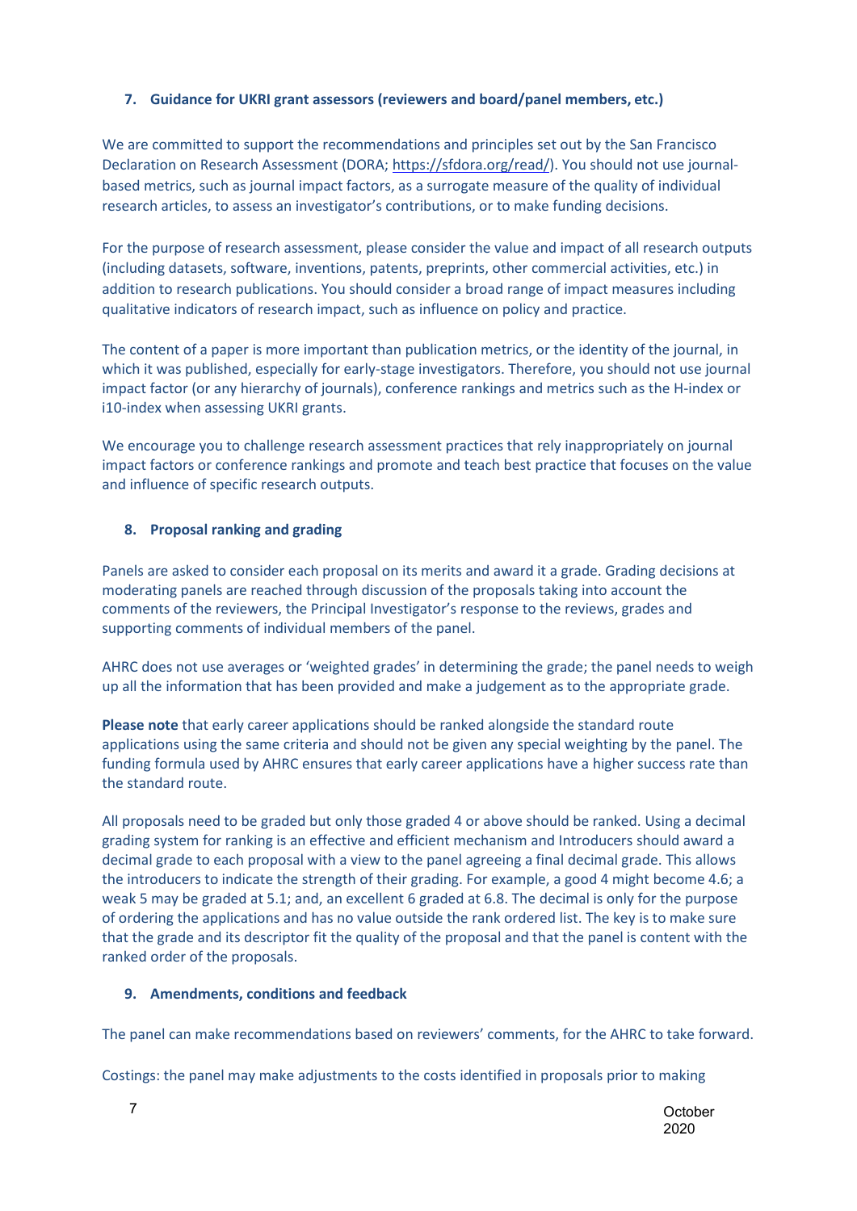## 7. Guidance for UKRI grant assessors (reviewers and board/panel members, etc.)

We are committed to support the recommendations and principles set out by the San Francisco Declaration on Research Assessment (DORA; https://sfdora.org/read/). You should not use journal-based metrics, such as journal impact factors, as a surrogate measure of the quality of individual research articles, to assess an investigator's contributions, or to make funding decisions.

For the purpose of research assessment, please consider the value and impact of all research outputs (including datasets, software, inventions, patents, preprints, other commercial activities, etc.) in addition to research publications. You should consider a broad range of impact measures including qualitative indicators of research impact, such as influence on policy and practice.

The content of a paper is more important than publication metrics, or the identity of the journal, in which it was published, especially for early-stage investigators. Therefore, you should not use journal impact factor (or any hierarchy of journals), conference rankings and metrics such as the H-index or i10-index when assessing UKRI grants.

We encourage you to challenge research assessment practices that rely inappropriately on journal impact factors or conference rankings and promote and teach best practice that focuses on the value and influence of specific research outputs.

## 8. Proposal ranking and grading

Panels are asked to consider each proposal on its merits and award it a grade. Grading decisions at moderating panels are reached through discussion of the proposals taking into account the comments of the reviewers, the Principal Investigator's response to the reviews, grades and supporting comments of individual members of the panel.

AHRC does not use averages or 'weighted grades' in determining the grade; the panel needs to weigh up all the information that has been provided and make a judgement as to the appropriate grade.

**Please note** that early career applications should be ranked alongside the standard route applications using the same criteria and should not be given any special weighting by the panel. The funding formula used by AHRC ensures that early career applications have a higher success rate than the standard route.

All proposals need to be graded but only those graded 4 or above should be ranked. Using a decimal grading system for ranking is an effective and efficient mechanism and Introducers should award a decimal grade to each proposal with a view to the panel agreeing a final decimal grade. This allows the introducers to indicate the strength of their grading. For example, a good 4 might become 4.6; a weak 5 may be graded at 5.1; and, an excellent 6 graded at 6.8. The decimal is only for the purpose of ordering the applications and has no value outside the rank ordered list. The key is to make sure that the grade and its descriptor fit the quality of the proposal and that the panel is content with the ranked order of the proposals.

## 9. Amendments, conditions and feedback

The panel can make recommendations based on reviewers' comments, for the AHRC to take forward.

Costings: the panel may make adjustments to the costs identified in proposals prior to making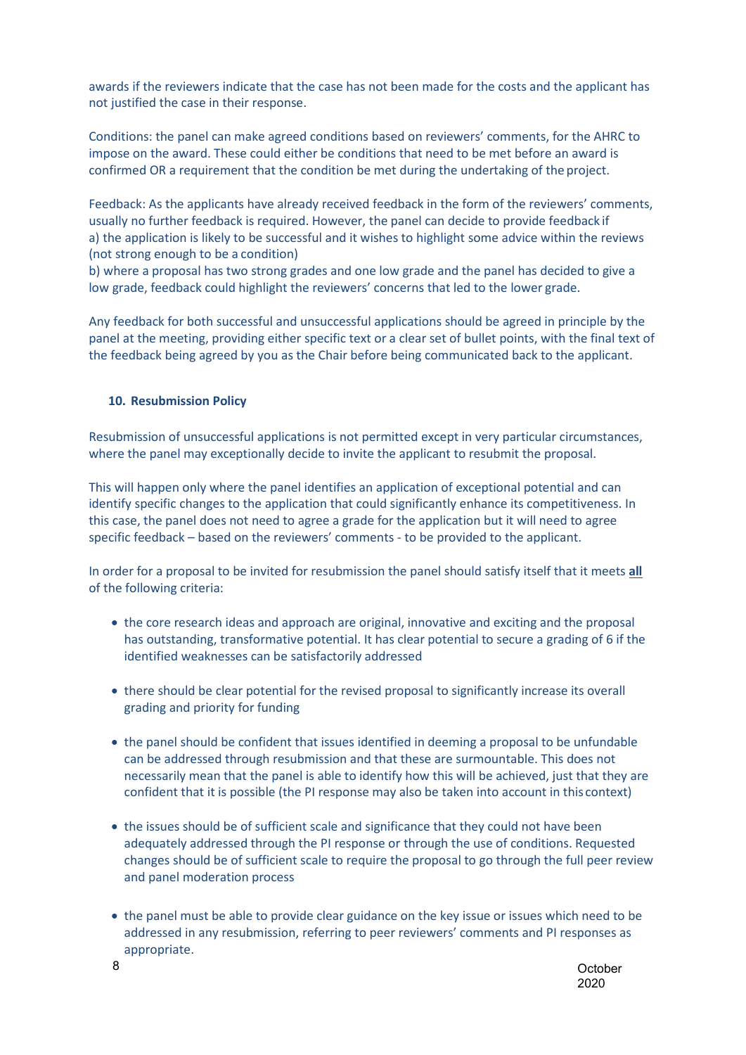awards if the reviewers indicate that the case has not been made for the costs and the applicant has not justified the case in their response.

Conditions: the panel can make agreed conditions based on reviewers' comments, for the AHRC to impose on the award. These could either be conditions that need to be met before an award is confirmed OR a requirement that the condition be met during the undertaking of the project.

Feedback: As the applicants have already received feedback in the form of the reviewers' comments, usually no further feedback is required. However, the panel can decide to provide feedback if
a) the application is likely to be successful and it wishes to highlight some advice within the reviews (not strong enough to be a condition)
b) where a proposal has two strong grades and one low grade and the panel has decided to give a low grade, feedback could highlight the reviewers' concerns that led to the lower grade.

Any feedback for both successful and unsuccessful applications should be agreed in principle by the panel at the meeting, providing either specific text or a clear set of bullet points, with the final text of the feedback being agreed by you as the Chair before being communicated back to the applicant.

## 10. Resubmission Policy

Resubmission of unsuccessful applications is not permitted except in very particular circumstances, where the panel may exceptionally decide to invite the applicant to resubmit the proposal.

This will happen only where the panel identifies an application of exceptional potential and can identify specific changes to the application that could significantly enhance its competitiveness. In this case, the panel does not need to agree a grade for the application but it will need to agree specific feedback – based on the reviewers' comments - to be provided to the applicant.

In order for a proposal to be invited for resubmission the panel should satisfy itself that it meets **all** of the following criteria:

- the core research ideas and approach are original, innovative and exciting and the proposal has outstanding, transformative potential. It has clear potential to secure a grading of 6 if the identified weaknesses can be satisfactorily addressed
- there should be clear potential for the revised proposal to significantly increase its overall grading and priority for funding
- the panel should be confident that issues identified in deeming a proposal to be unfundable can be addressed through resubmission and that these are surmountable. This does not necessarily mean that the panel is able to identify how this will be achieved, just that they are confident that it is possible (the PI response may also be taken into account in this context)
- the issues should be of sufficient scale and significance that they could not have been adequately addressed through the PI response or through the use of conditions. Requested changes should be of sufficient scale to require the proposal to go through the full peer review and panel moderation process
- the panel must be able to provide clear guidance on the key issue or issues which need to be addressed in any resubmission, referring to peer reviewers' comments and PI responses as appropriate.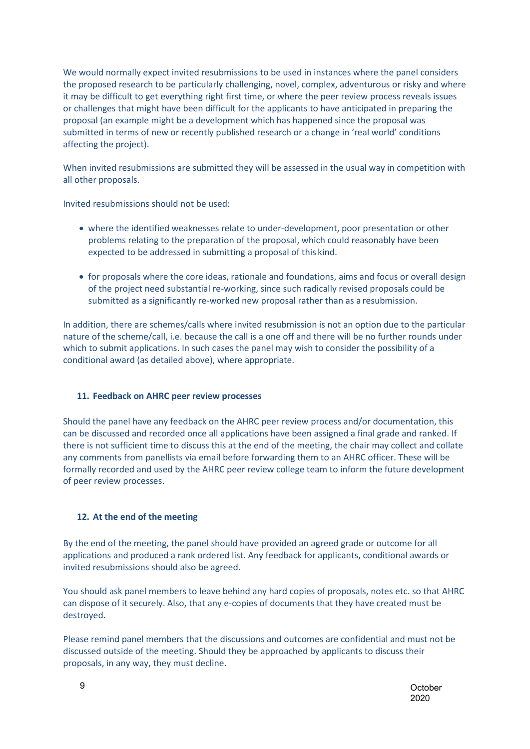We would normally expect invited resubmissions to be used in instances where the panel considers the proposed research to be particularly challenging, novel, complex, adventurous or risky and where it may be difficult to get everything right first time, or where the peer review process reveals issues or challenges that might have been difficult for the applicants to have anticipated in preparing the proposal (an example might be a development which has happened since the proposal was submitted in terms of new or recently published research or a change in 'real world' conditions affecting the project).

When invited resubmissions are submitted they will be assessed in the usual way in competition with all other proposals.

Invited resubmissions should not be used:

- where the identified weaknesses relate to under-development, poor presentation or other problems relating to the preparation of the proposal, which could reasonably have been expected to be addressed in submitting a proposal of this kind.
- for proposals where the core ideas, rationale and foundations, aims and focus or overall design of the project need substantial re-working, since such radically revised proposals could be submitted as a significantly re-worked new proposal rather than as a resubmission.

In addition, there are schemes/calls where invited resubmission is not an option due to the particular nature of the scheme/call, i.e. because the call is a one off and there will be no further rounds under which to submit applications. In such cases the panel may wish to consider the possibility of a conditional award (as detailed above), where appropriate.

## 11. Feedback on AHRC peer review processes

Should the panel have any feedback on the AHRC peer review process and/or documentation, this can be discussed and recorded once all applications have been assigned a final grade and ranked. If there is not sufficient time to discuss this at the end of the meeting, the chair may collect and collate any comments from panellists via email before forwarding them to an AHRC officer. These will be formally recorded and used by the AHRC peer review college team to inform the future development of peer review processes.

## 12. At the end of the meeting

By the end of the meeting, the panel should have provided an agreed grade or outcome for all applications and produced a rank ordered list. Any feedback for applicants, conditional awards or invited resubmissions should also be agreed.

You should ask panel members to leave behind any hard copies of proposals, notes etc. so that AHRC can dispose of it securely. Also, that any e-copies of documents that they have created must be destroyed.

Please remind panel members that the discussions and outcomes are confidential and must not be discussed outside of the meeting. Should they be approached by applicants to discuss their proposals, in any way, they must decline.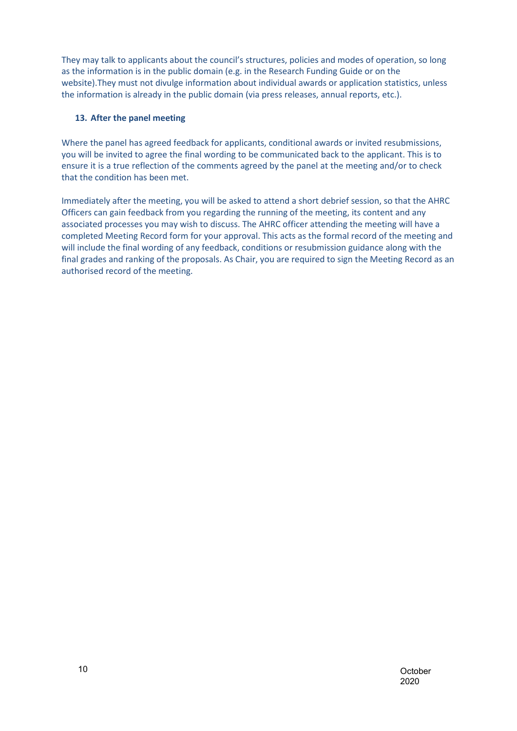They may talk to applicants about the council's structures, policies and modes of operation, so long as the information is in the public domain (e.g. in the Research Funding Guide or on the website).They must not divulge information about individual awards or application statistics, unless the information is already in the public domain (via press releases, annual reports, etc.).

## 13. After the panel meeting

Where the panel has agreed feedback for applicants, conditional awards or invited resubmissions, you will be invited to agree the final wording to be communicated back to the applicant. This is to ensure it is a true reflection of the comments agreed by the panel at the meeting and/or to check that the condition has been met.

Immediately after the meeting, you will be asked to attend a short debrief session, so that the AHRC Officers can gain feedback from you regarding the running of the meeting, its content and any associated processes you may wish to discuss. The AHRC officer attending the meeting will have a completed Meeting Record form for your approval. This acts as the formal record of the meeting and will include the final wording of any feedback, conditions or resubmission guidance along with the final grades and ranking of the proposals. As Chair, you are required to sign the Meeting Record as an authorised record of the meeting.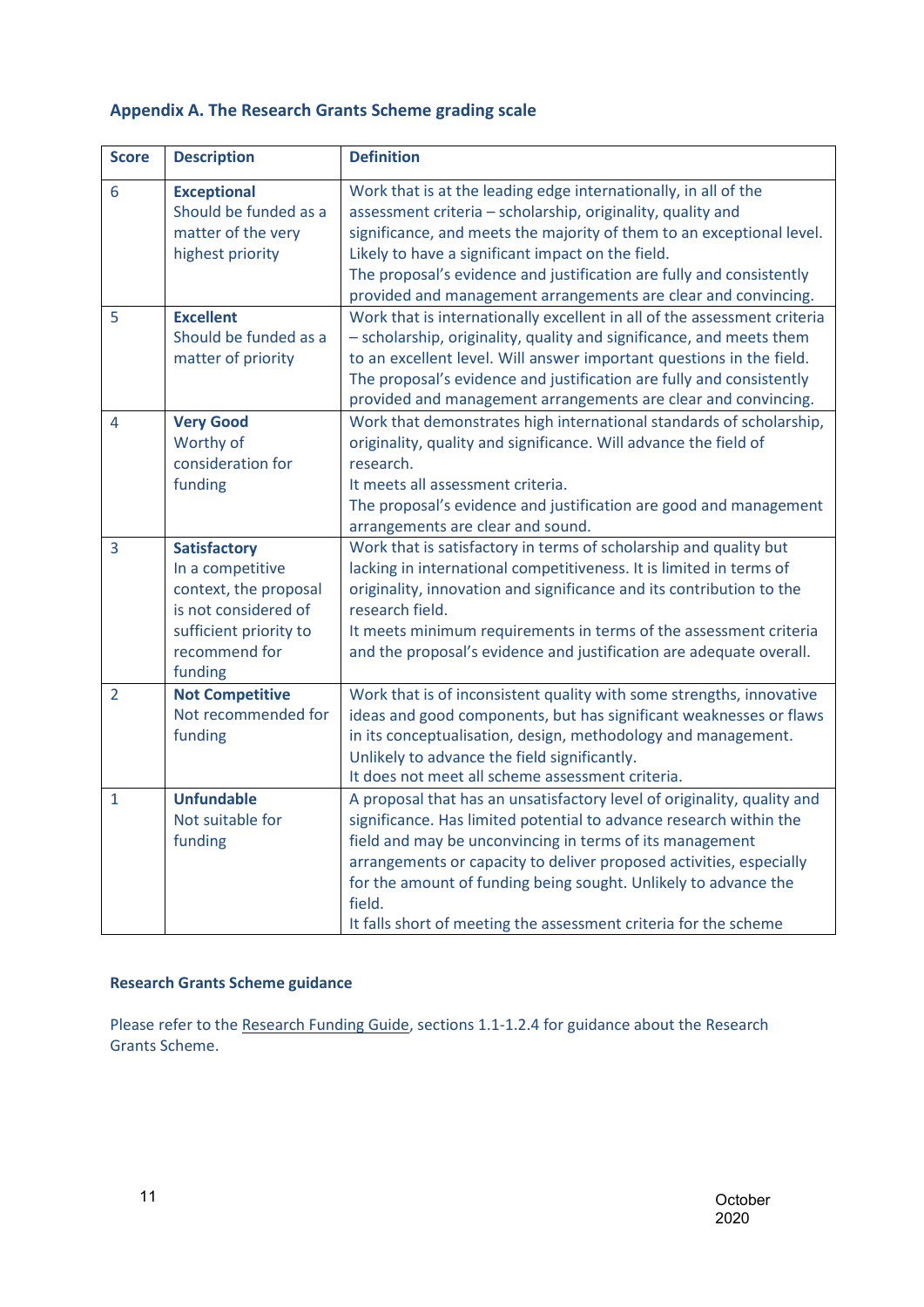## Appendix A. The Research Grants Scheme grading scale

| Score | Description | Definition |
|---|---|---|
| 6 | **Exceptional** Should be funded as a matter of the very highest priority | Work that is at the leading edge internationally, in all of the assessment criteria – scholarship, originality, quality and significance, and meets the majority of them to an exceptional level. Likely to have a significant impact on the field. The proposal's evidence and justification are fully and consistently provided and management arrangements are clear and convincing. |
| 5 | **Excellent** Should be funded as a matter of priority | Work that is internationally excellent in all of the assessment criteria – scholarship, originality, quality and significance, and meets them to an excellent level. Will answer important questions in the field. The proposal's evidence and justification are fully and consistently provided and management arrangements are clear and convincing. |
| 4 | **Very Good** Worthy of consideration for funding | Work that demonstrates high international standards of scholarship, originality, quality and significance. Will advance the field of research. It meets all assessment criteria. The proposal's evidence and justification are good and management arrangements are clear and sound. |
| 3 | **Satisfactory** In a competitive context, the proposal is not considered of sufficient priority to recommend for funding | Work that is satisfactory in terms of scholarship and quality but lacking in international competitiveness. It is limited in terms of originality, innovation and significance and its contribution to the research field. It meets minimum requirements in terms of the assessment criteria and the proposal's evidence and justification are adequate overall. |
| 2 | **Not Competitive** Not recommended for funding | Work that is of inconsistent quality with some strengths, innovative ideas and good components, but has significant weaknesses or flaws in its conceptualisation, design, methodology and management. Unlikely to advance the field significantly. It does not meet all scheme assessment criteria. |
| 1 | **Unfundable** Not suitable for funding | A proposal that has an unsatisfactory level of originality, quality and significance. Has limited potential to advance research within the field and may be unconvincing in terms of its management arrangements or capacity to deliver proposed activities, especially for the amount of funding being sought. Unlikely to advance the field. It falls short of meeting the assessment criteria for the scheme |

### Research Grants Scheme guidance

Please refer to the Research Funding Guide, sections 1.1-1.2.4 for guidance about the Research Grants Scheme.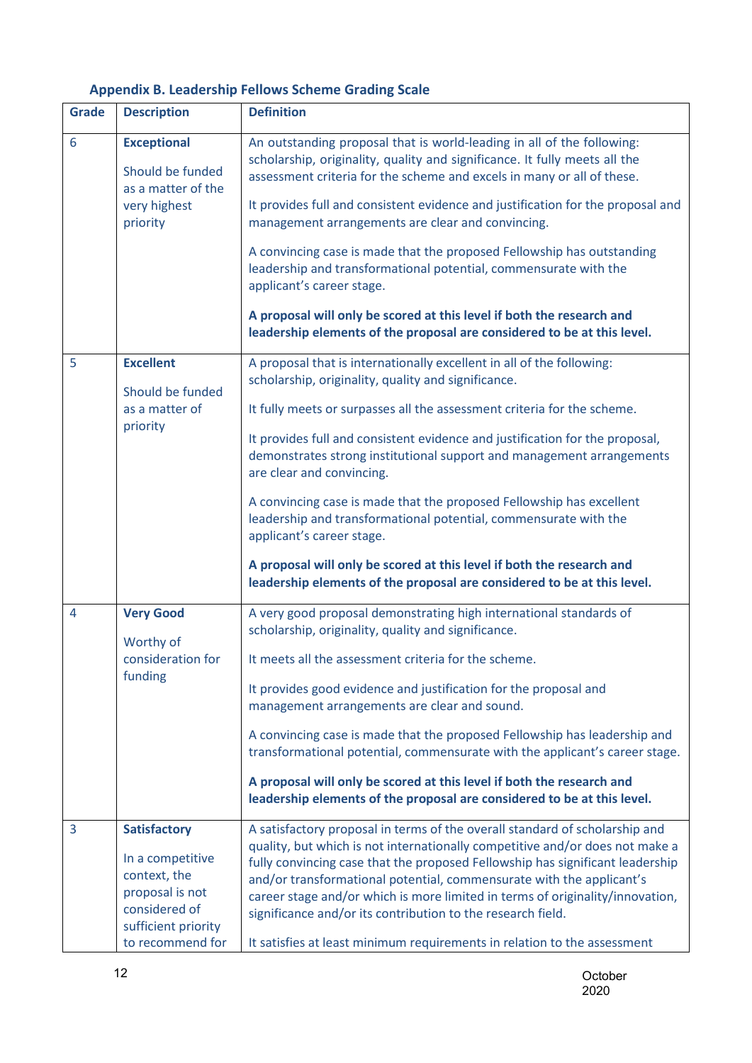### Appendix B. Leadership Fellows Scheme Grading Scale

| Grade | Description | Definition |
|---|---|---|
| 6 | **Exceptional**<br><br>Should be funded as a matter of the very highest priority | An outstanding proposal that is world-leading in all of the following: scholarship, originality, quality and significance. It fully meets all the assessment criteria for the scheme and excels in many or all of these.<br><br>It provides full and consistent evidence and justification for the proposal and management arrangements are clear and convincing.<br><br>A convincing case is made that the proposed Fellowship has outstanding leadership and transformational potential, commensurate with the applicant's career stage.<br><br>**A proposal will only be scored at this level if both the research and leadership elements of the proposal are considered to be at this level.** |
| 5 | **Excellent**<br><br>Should be funded as a matter of priority | A proposal that is internationally excellent in all of the following: scholarship, originality, quality and significance.<br><br>It fully meets or surpasses all the assessment criteria for the scheme.<br><br>It provides full and consistent evidence and justification for the proposal, demonstrates strong institutional support and management arrangements are clear and convincing.<br><br>A convincing case is made that the proposed Fellowship has excellent leadership and transformational potential, commensurate with the applicant's career stage.<br><br>**A proposal will only be scored at this level if both the research and leadership elements of the proposal are considered to be at this level.** |
| 4 | **Very Good**<br><br>Worthy of consideration for funding | A very good proposal demonstrating high international standards of scholarship, originality, quality and significance.<br><br>It meets all the assessment criteria for the scheme.<br><br>It provides good evidence and justification for the proposal and management arrangements are clear and sound.<br><br>A convincing case is made that the proposed Fellowship has leadership and transformational potential, commensurate with the applicant's career stage.<br><br>**A proposal will only be scored at this level if both the research and leadership elements of the proposal are considered to be at this level.** |
| 3 | **Satisfactory**<br><br>In a competitive context, the proposal is not considered of sufficient priority to recommend for | A satisfactory proposal in terms of the overall standard of scholarship and quality, but which is not internationally competitive and/or does not make a fully convincing case that the proposed Fellowship has significant leadership and/or transformational potential, commensurate with the applicant's career stage and/or which is more limited in terms of originality/innovation, significance and/or its contribution to the research field.<br><br>It satisfies at least minimum requirements in relation to the assessment |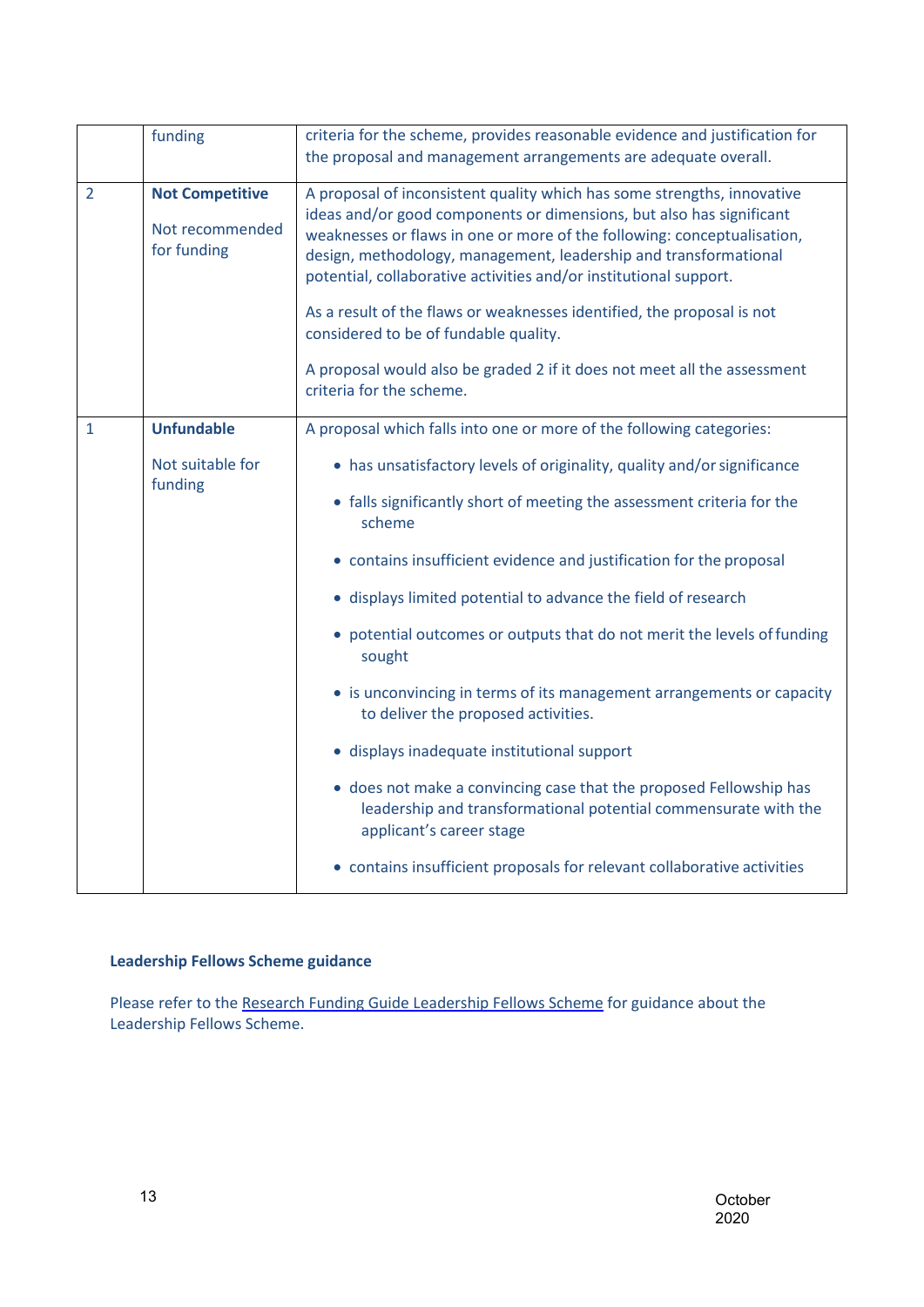| | | |
|---|---|---|
| | funding | criteria for the scheme, provides reasonable evidence and justification for the proposal and management arrangements are adequate overall. |
| 2 | **Not Competitive**<br><br>Not recommended for funding | A proposal of inconsistent quality which has some strengths, innovative ideas and/or good components or dimensions, but also has significant weaknesses or flaws in one or more of the following: conceptualisation, design, methodology, management, leadership and transformational potential, collaborative activities and/or institutional support.<br><br>As a result of the flaws or weaknesses identified, the proposal is not considered to be of fundable quality.<br><br>A proposal would also be graded 2 if it does not meet all the assessment criteria for the scheme. |
| 1 | **Unfundable**<br><br>Not suitable for funding | A proposal which falls into one or more of the following categories:<br><br>• has unsatisfactory levels of originality, quality and/or significance<br><br>• falls significantly short of meeting the assessment criteria for the scheme<br><br>• contains insufficient evidence and justification for the proposal<br><br>• displays limited potential to advance the field of research<br><br>• potential outcomes or outputs that do not merit the levels of funding sought<br><br>• is unconvincing in terms of its management arrangements or capacity to deliver the proposed activities.<br><br>• displays inadequate institutional support<br><br>• does not make a convincing case that the proposed Fellowship has leadership and transformational potential commensurate with the applicant's career stage<br><br>• contains insufficient proposals for relevant collaborative activities |

**Leadership Fellows Scheme guidance**

Please refer to the Research Funding Guide Leadership Fellows Scheme for guidance about the Leadership Fellows Scheme.